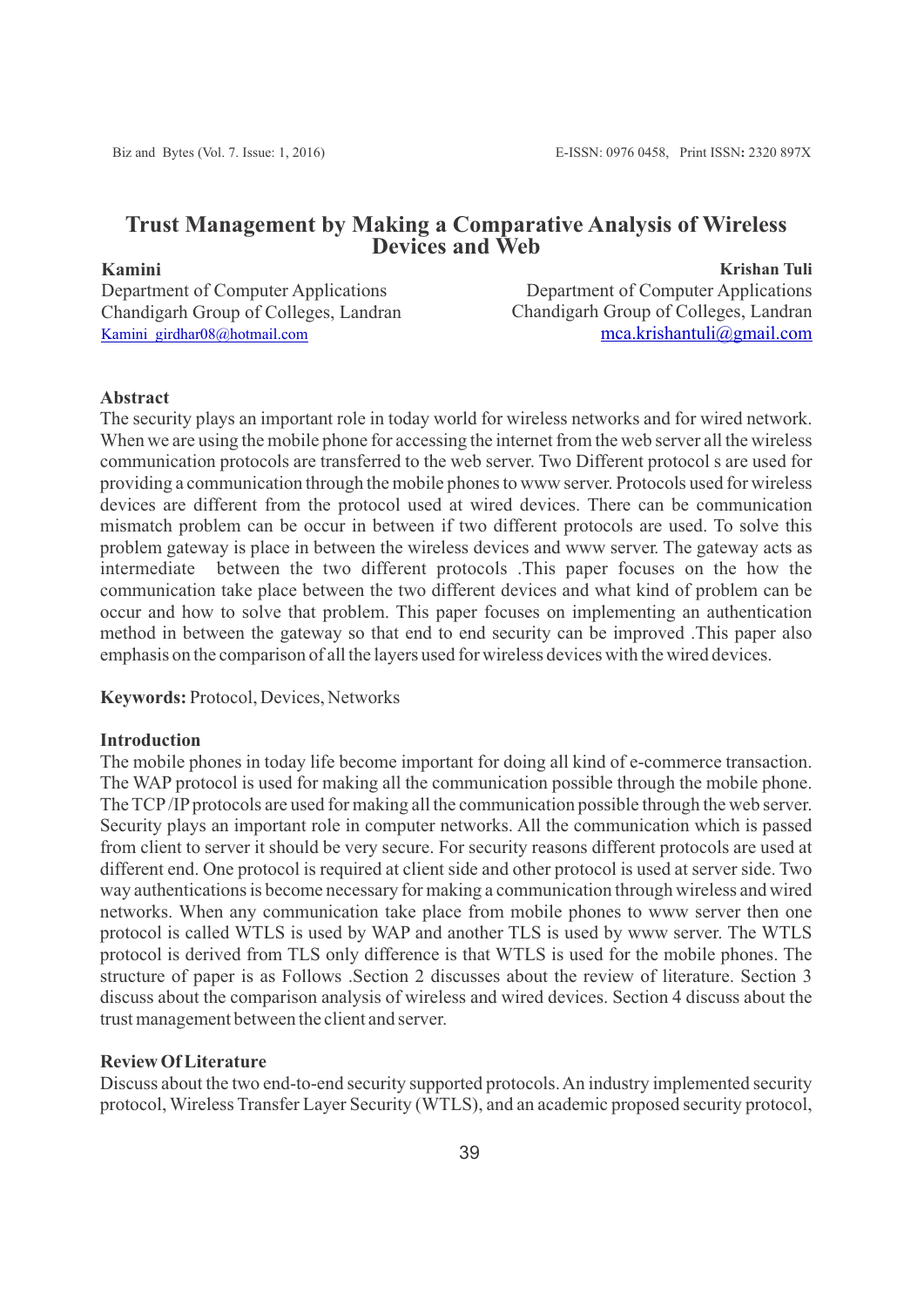# Trust Management by Making a Comparative Analysis of Wireless Devices and Web

**Kamini**
Department of Computer Applications
Chandigarh Group of Colleges, Landran
Kamini_girdhar08@hotmail.com

**Krishan Tuli**
Department of Computer Applications
Chandigarh Group of Colleges, Landran
mca.krishantuli@gmail.com

## Abstract

The security plays an important role in today world for wireless networks and for wired network. When we are using the mobile phone for accessing the internet from the web server all the wireless communication protocols are transferred to the web server. Two Different protocol s are used for providing a communication through the mobile phones to www server. Protocols used for wireless devices are different from the protocol used at wired devices. There can be communication mismatch problem can be occur in between if two different protocols are used. To solve this problem gateway is place in between the wireless devices and www server. The gateway acts as intermediate between the two different protocols .This paper focuses on the how the communication take place between the two different devices and what kind of problem can be occur and how to solve that problem. This paper focuses on implementing an authentication method in between the gateway so that end to end security can be improved .This paper also emphasis on the comparison of all the layers used for wireless devices with the wired devices.

**Keywords:** Protocol, Devices, Networks

## Introduction

The mobile phones in today life become important for doing all kind of e-commerce transaction. The WAP protocol is used for making all the communication possible through the mobile phone. The TCP /IP protocols are used for making all the communication possible through the web server. Security plays an important role in computer networks. All the communication which is passed from client to server it should be very secure. For security reasons different protocols are used at different end. One protocol is required at client side and other protocol is used at server side. Two way authentications is become necessary for making a communication through wireless and wired networks. When any communication take place from mobile phones to www server then one protocol is called WTLS is used by WAP and another TLS is used by www server. The WTLS protocol is derived from TLS only difference is that WTLS is used for the mobile phones. The structure of paper is as Follows .Section 2 discusses about the review of literature. Section 3 discuss about the comparison analysis of wireless and wired devices. Section 4 discuss about the trust management between the client and server.

## Review Of Literature

Discuss about the two end-to-end security supported protocols. An industry implemented security protocol, Wireless Transfer Layer Security (WTLS), and an academic proposed security protocol,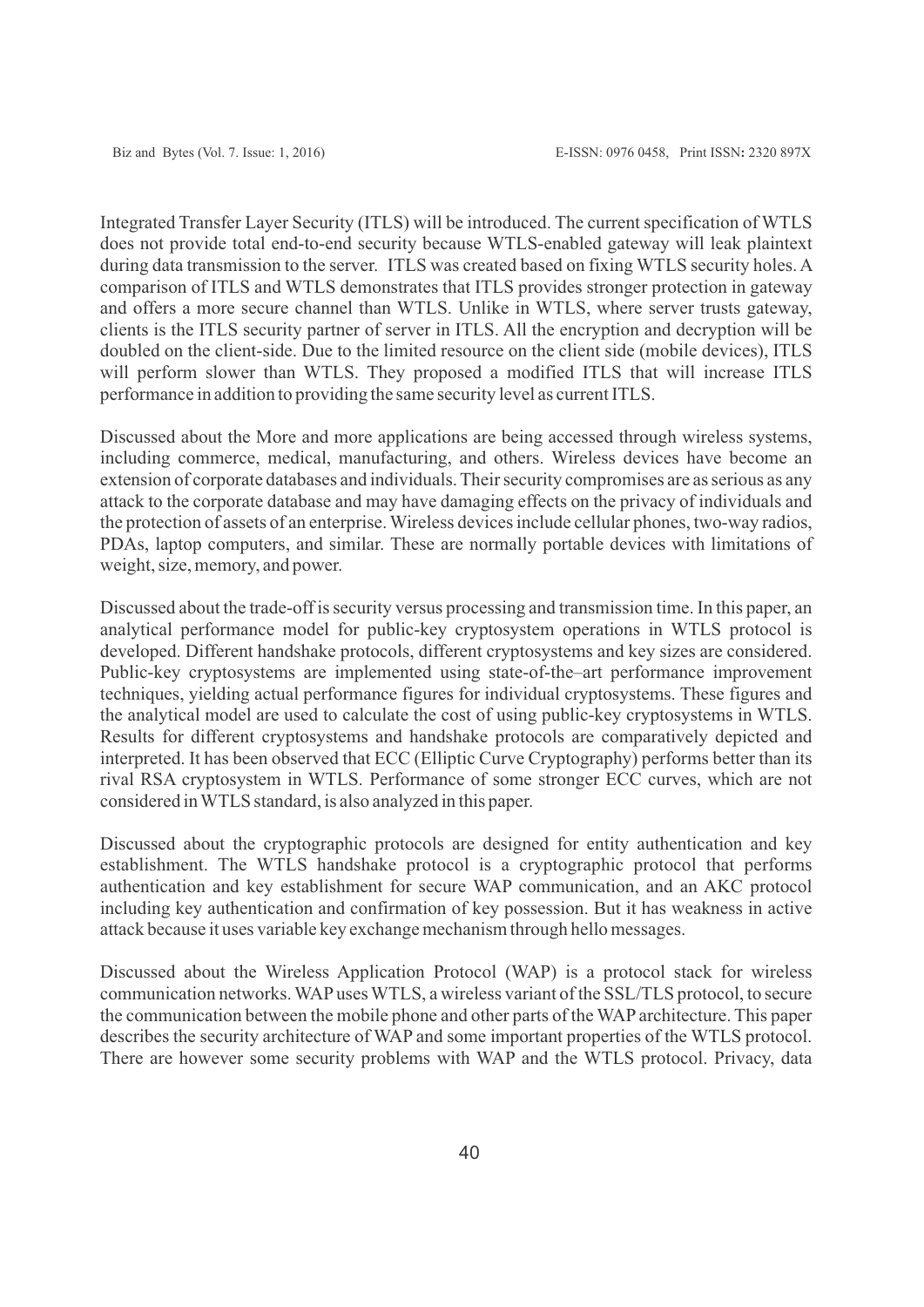Integrated Transfer Layer Security (ITLS) will be introduced. The current specification of WTLS does not provide total end-to-end security because WTLS-enabled gateway will leak plaintext during data transmission to the server. ITLS was created based on fixing WTLS security holes. A comparison of ITLS and WTLS demonstrates that ITLS provides stronger protection in gateway and offers a more secure channel than WTLS. Unlike in WTLS, where server trusts gateway, clients is the ITLS security partner of server in ITLS. All the encryption and decryption will be doubled on the client-side. Due to the limited resource on the client side (mobile devices), ITLS will perform slower than WTLS. They proposed a modified ITLS that will increase ITLS performance in addition to providing the same security level as current ITLS.

Discussed about the More and more applications are being accessed through wireless systems, including commerce, medical, manufacturing, and others. Wireless devices have become an extension of corporate databases and individuals. Their security compromises are as serious as any attack to the corporate database and may have damaging effects on the privacy of individuals and the protection of assets of an enterprise. Wireless devices include cellular phones, two-way radios, PDAs, laptop computers, and similar. These are normally portable devices with limitations of weight, size, memory, and power.

Discussed about the trade-off is security versus processing and transmission time. In this paper, an analytical performance model for public-key cryptosystem operations in WTLS protocol is developed. Different handshake protocols, different cryptosystems and key sizes are considered. Public-key cryptosystems are implemented using state-of-the–art performance improvement techniques, yielding actual performance figures for individual cryptosystems. These figures and the analytical model are used to calculate the cost of using public-key cryptosystems in WTLS. Results for different cryptosystems and handshake protocols are comparatively depicted and interpreted. It has been observed that ECC (Elliptic Curve Cryptography) performs better than its rival RSA cryptosystem in WTLS. Performance of some stronger ECC curves, which are not considered in WTLS standard, is also analyzed in this paper.

Discussed about the cryptographic protocols are designed for entity authentication and key establishment. The WTLS handshake protocol is a cryptographic protocol that performs authentication and key establishment for secure WAP communication, and an AKC protocol including key authentication and confirmation of key possession. But it has weakness in active attack because it uses variable key exchange mechanism through hello messages.

Discussed about the Wireless Application Protocol (WAP) is a protocol stack for wireless communication networks. WAP uses WTLS, a wireless variant of the SSL/TLS protocol, to secure the communication between the mobile phone and other parts of the WAP architecture. This paper describes the security architecture of WAP and some important properties of the WTLS protocol. There are however some security problems with WAP and the WTLS protocol. Privacy, data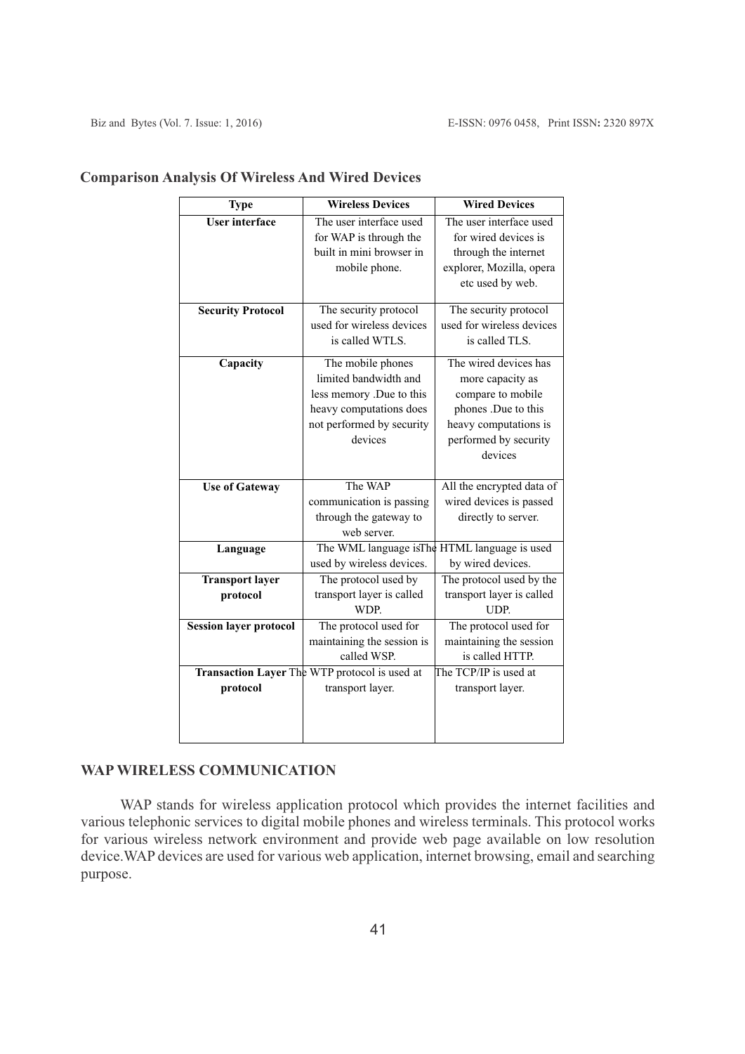**Comparison Analysis Of Wireless And Wired Devices**

| Type | Wireless Devices | Wired Devices |
|---|---|---|
| **User interface** | The user interface used for WAP is through the built in mini browser in mobile phone. | The user interface used for wired devices is through the internet explorer, Mozilla, opera etc used by web. |
| **Security Protocol** | The security protocol used for wireless devices is called WTLS. | The security protocol used for wireless devices is called TLS. |
| **Capacity** | The mobile phones limited bandwidth and less memory .Due to this heavy computations does not performed by security devices | The wired devices has more capacity as compare to mobile phones .Due to this heavy computations is performed by security devices |
| **Use of Gateway** | The WAP communication is passing through the gateway to web server. | All the encrypted data of wired devices is passed directly to server. |
| **Language** | The WML language is used by wireless devices. | The HTML language is used by wired devices. |
| **Transport layer protocol** | The protocol used by transport layer is called WDP. | The protocol used by the transport layer is called UDP. |
| **Session layer protocol** | The protocol used for maintaining the session is called WSP. | The protocol used for maintaining the session is called HTTP. |
| **Transaction Layer protocol** | The WTP protocol is used at transport layer. | The TCP/IP is used at transport layer. |

**WAP WIRELESS COMMUNICATION**

WAP stands for wireless application protocol which provides the internet facilities and various telephonic services to digital mobile phones and wireless terminals. This protocol works for various wireless network environment and provide web page available on low resolution device.WAP devices are used for various web application, internet browsing, email and searching purpose.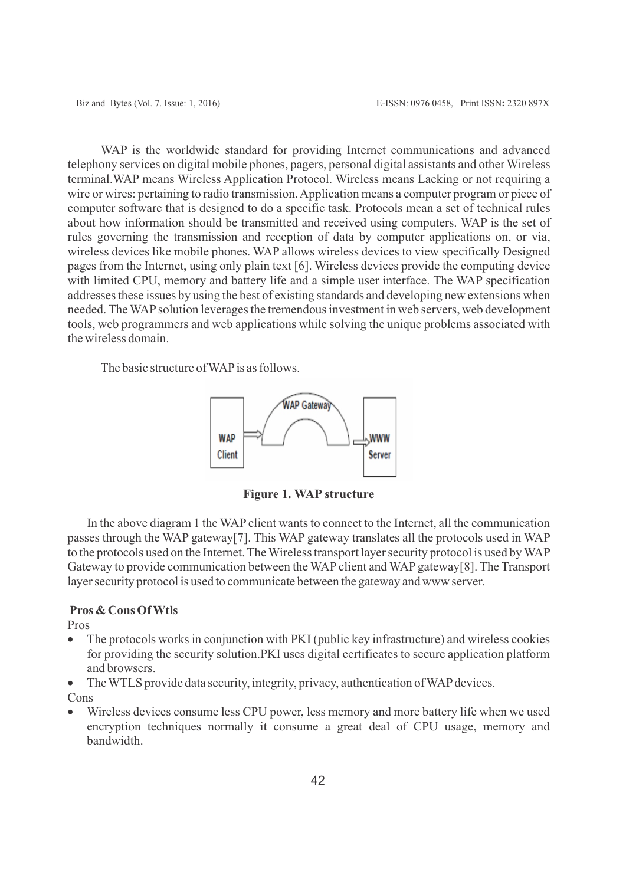WAP is the worldwide standard for providing Internet communications and advanced telephony services on digital mobile phones, pagers, personal digital assistants and other Wireless terminal.WAP means Wireless Application Protocol. Wireless means Lacking or not requiring a wire or wires: pertaining to radio transmission. Application means a computer program or piece of computer software that is designed to do a specific task. Protocols mean a set of technical rules about how information should be transmitted and received using computers. WAP is the set of rules governing the transmission and reception of data by computer applications on, or via, wireless devices like mobile phones. WAP allows wireless devices to view specifically Designed pages from the Internet, using only plain text [6]. Wireless devices provide the computing device with limited CPU, memory and battery life and a simple user interface. The WAP specification addresses these issues by using the best of existing standards and developing new extensions when needed. The WAP solution leverages the tremendous investment in web servers, web development tools, web programmers and web applications while solving the unique problems associated with the wireless domain.

The basic structure of WAP is as follows.

**Figure 1. WAP structure**

In the above diagram 1 the WAP client wants to connect to the Internet, all the communication passes through the WAP gateway[7]. This WAP gateway translates all the protocols used in WAP to the protocols used on the Internet. The Wireless transport layer security protocol is used by WAP Gateway to provide communication between the WAP client and WAP gateway[8]. The Transport layer security protocol is used to communicate between the gateway and www server.

**Pros & Cons Of Wtls**

Pros

- The protocols works in conjunction with PKI (public key infrastructure) and wireless cookies for providing the security solution.PKI uses digital certificates to secure application platform and browsers.
- The WTLS provide data security, integrity, privacy, authentication of WAP devices.

Cons

- Wireless devices consume less CPU power, less memory and more battery life when we used encryption techniques normally it consume a great deal of CPU usage, memory and bandwidth.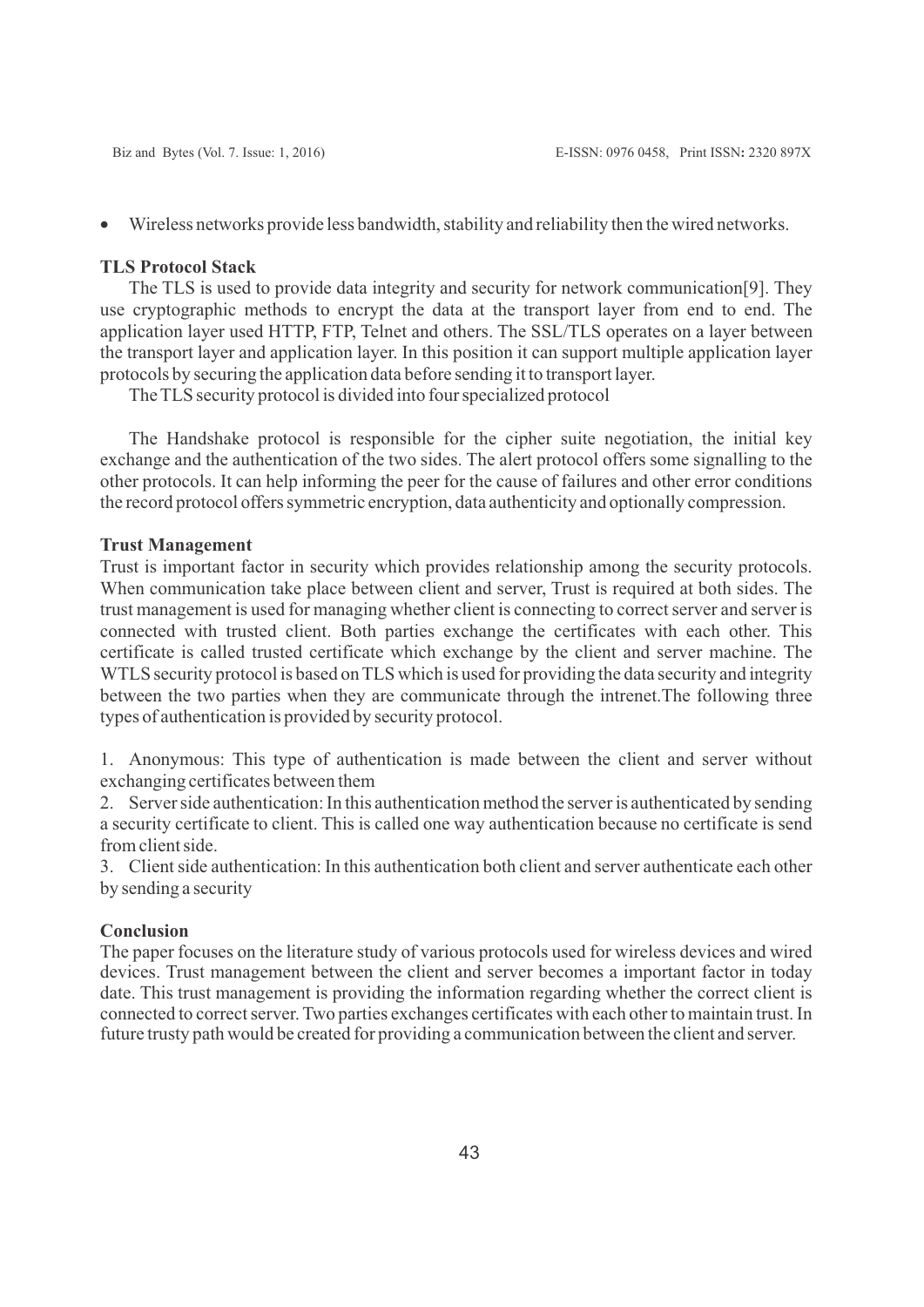- Wireless networks provide less bandwidth, stability and reliability then the wired networks.

### TLS Protocol Stack

The TLS is used to provide data integrity and security for network communication[9]. They use cryptographic methods to encrypt the data at the transport layer from end to end. The application layer used HTTP, FTP, Telnet and others. The SSL/TLS operates on a layer between the transport layer and application layer. In this position it can support multiple application layer protocols by securing the application data before sending it to transport layer.

The TLS security protocol is divided into four specialized protocol

The Handshake protocol is responsible for the cipher suite negotiation, the initial key exchange and the authentication of the two sides. The alert protocol offers some signalling to the other protocols. It can help informing the peer for the cause of failures and other error conditions the record protocol offers symmetric encryption, data authenticity and optionally compression.

### Trust Management

Trust is important factor in security which provides relationship among the security protocols. When communication take place between client and server, Trust is required at both sides. The trust management is used for managing whether client is connecting to correct server and server is connected with trusted client. Both parties exchange the certificates with each other. This certificate is called trusted certificate which exchange by the client and server machine. The WTLS security protocol is based on TLS which is used for providing the data security and integrity between the two parties when they are communicate through the intrenet.The following three types of authentication is provided by security protocol.

1. Anonymous: This type of authentication is made between the client and server without exchanging certificates between them
2. Server side authentication: In this authentication method the server is authenticated by sending a security certificate to client. This is called one way authentication because no certificate is send from client side.
3. Client side authentication: In this authentication both client and server authenticate each other by sending a security

### Conclusion

The paper focuses on the literature study of various protocols used for wireless devices and wired devices. Trust management between the client and server becomes a important factor in today date. This trust management is providing the information regarding whether the correct client is connected to correct server. Two parties exchanges certificates with each other to maintain trust. In future trusty path would be created for providing a communication between the client and server.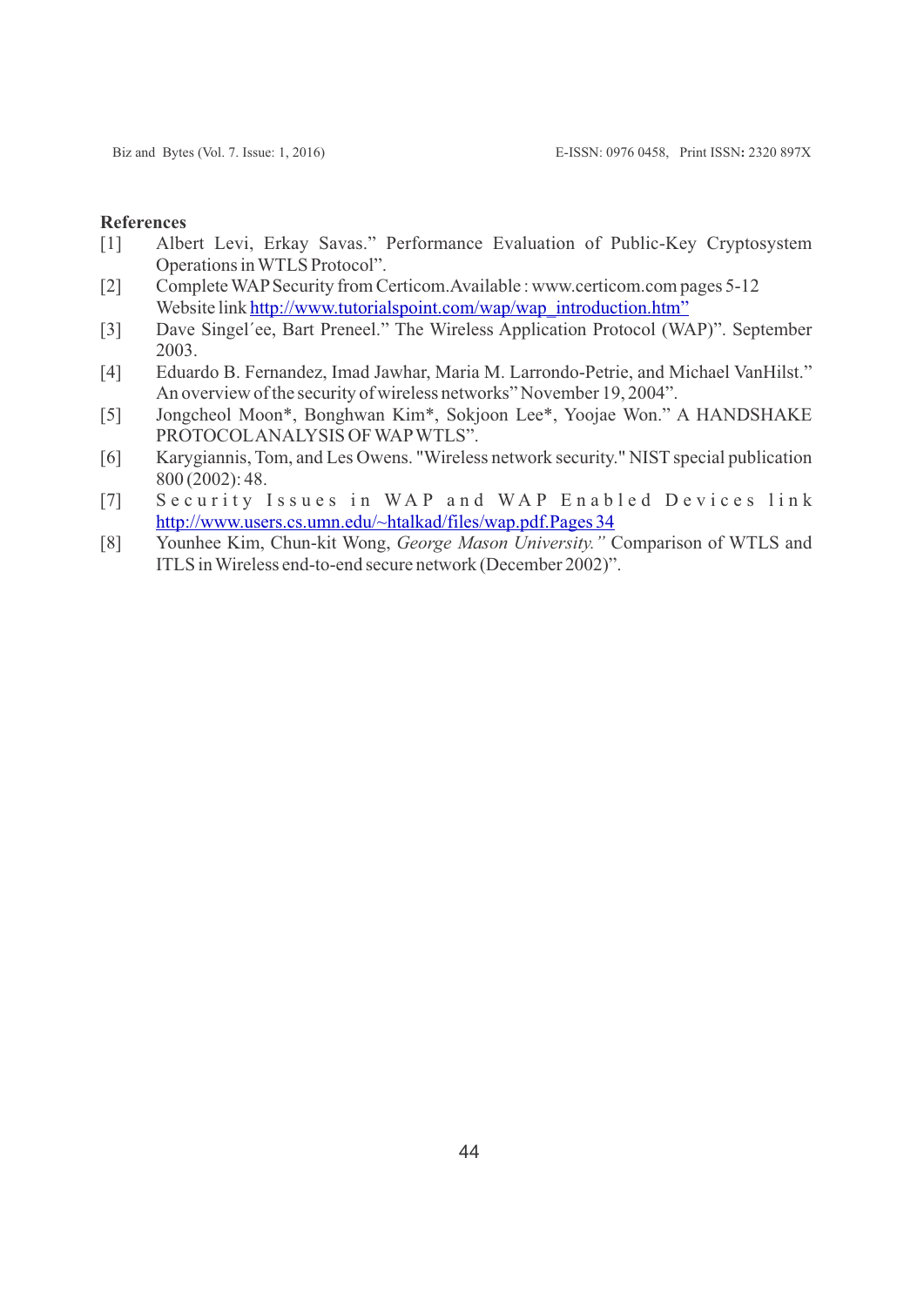**References**

[1] Albert Levi, Erkay Savas." Performance Evaluation of Public-Key Cryptosystem Operations in WTLS Protocol".

[2] Complete WAP Security from Certicom.Available : www.certicom.com pages 5-12 Website link http://www.tutorialspoint.com/wap/wap_introduction.htm"

[3] Dave Singel´ee, Bart Preneel." The Wireless Application Protocol (WAP)". September 2003.

[4] Eduardo B. Fernandez, Imad Jawhar, Maria M. Larrondo-Petrie, and Michael VanHilst." An overview of the security of wireless networks" November 19, 2004".

[5] Jongcheol Moon*, Bonghwan Kim*, Sokjoon Lee*, Yoojae Won." A HANDSHAKE PROTOCOL ANALYSIS OF WAP WTLS".

[6] Karygiannis, Tom, and Les Owens. "Wireless network security." NIST special publication 800 (2002): 48.

[7] Security Issues in WAP and WAP Enabled Devices link http://www.users.cs.umn.edu/~htalkad/files/wap.pdf.Pages 34

[8] Younhee Kim, Chun-kit Wong, *George Mason University."* Comparison of WTLS and ITLS in Wireless end-to-end secure network (December 2002)".